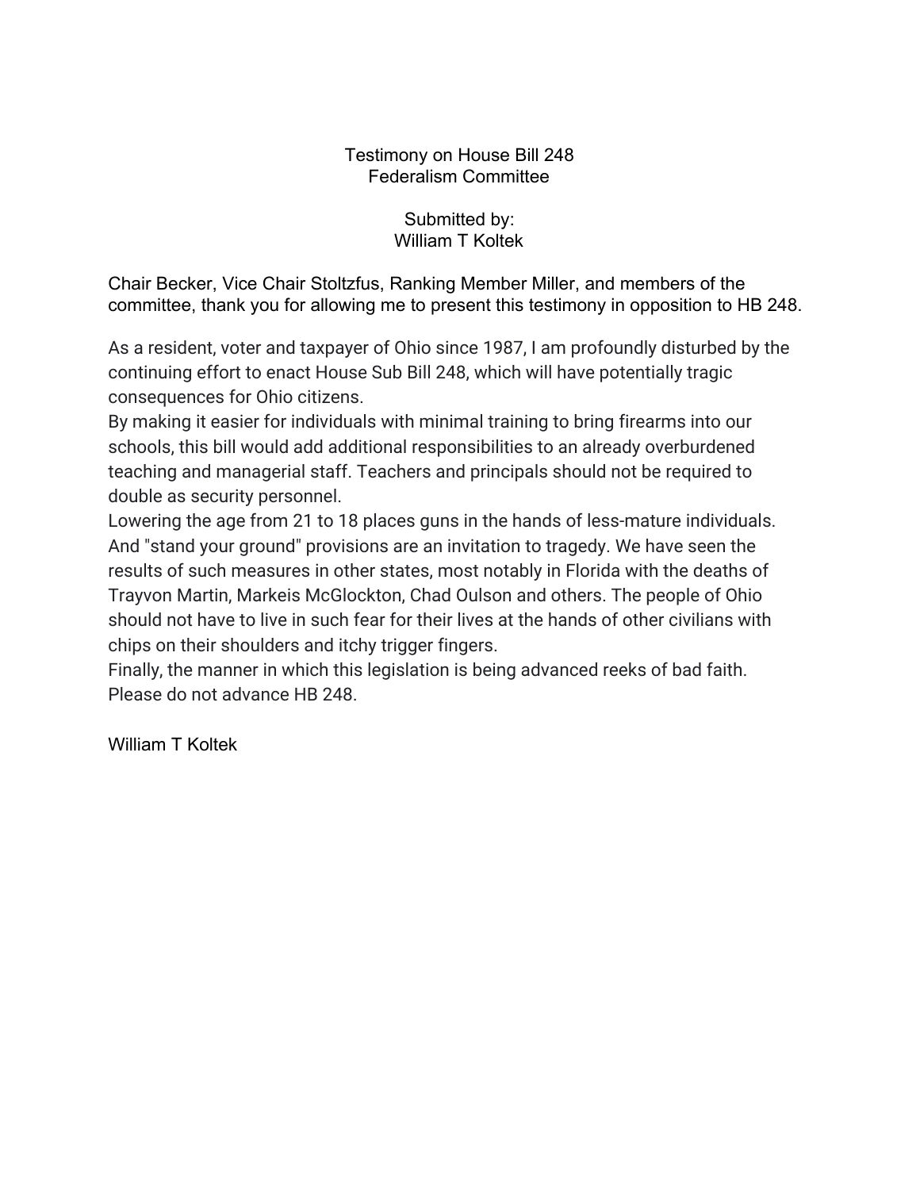Testimony on House Bill 248
Federalism Committee

Submitted by:
William T Koltek

Chair Becker, Vice Chair Stoltzfus, Ranking Member Miller, and members of the committee, thank you for allowing me to present this testimony in opposition to HB 248.

As a resident, voter and taxpayer of Ohio since 1987, I am profoundly disturbed by the continuing effort to enact House Sub Bill 248, which will have potentially tragic consequences for Ohio citizens.

By making it easier for individuals with minimal training to bring firearms into our schools, this bill would add additional responsibilities to an already overburdened teaching and managerial staff. Teachers and principals should not be required to double as security personnel.

Lowering the age from 21 to 18 places guns in the hands of less-mature individuals. And "stand your ground" provisions are an invitation to tragedy. We have seen the results of such measures in other states, most notably in Florida with the deaths of Trayvon Martin, Markeis McGlockton, Chad Oulson and others. The people of Ohio should not have to live in such fear for their lives at the hands of other civilians with chips on their shoulders and itchy trigger fingers.

Finally, the manner in which this legislation is being advanced reeks of bad faith. Please do not advance HB 248.

William T Koltek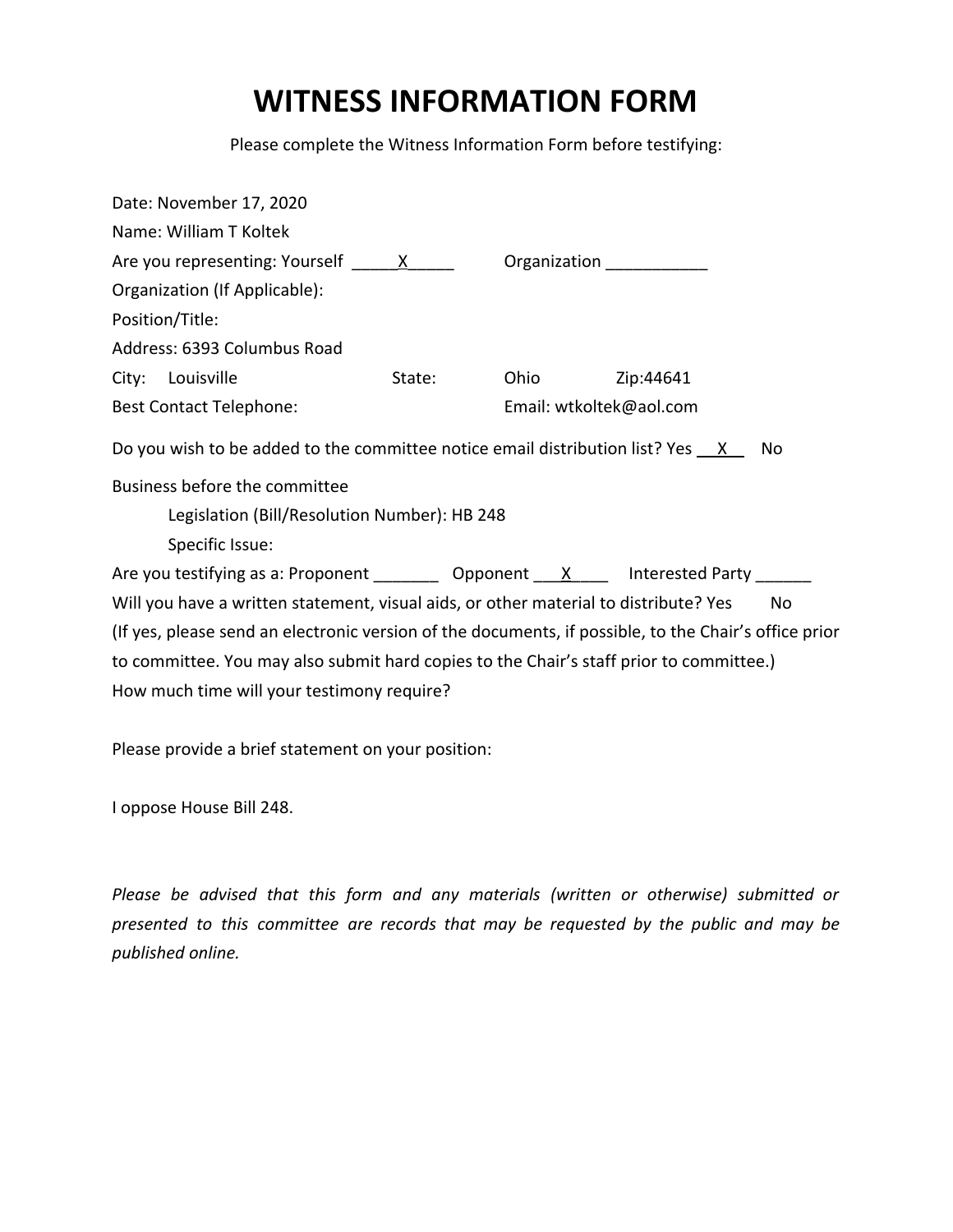# WITNESS INFORMATION FORM

Please complete the Witness Information Form before testifying:

Date: November 17, 2020

Name: William T Koltek

Are you representing: Yourself \_\_\_\_\_X\_\_\_\_\_ Organization \_\_\_\_\_\_\_\_\_\_\_

Organization (If Applicable):

Position/Title:

Address: 6393 Columbus Road

City: Louisville State: Ohio Zip:44641

Best Contact Telephone: Email: wtkoltek@aol.com

Do you wish to be added to the committee notice email distribution list? Yes \_\_X\_\_ No

Business before the committee

Legislation (Bill/Resolution Number): HB 248

Specific Issue:

Are you testifying as a: Proponent \_\_\_\_\_\_\_ Opponent \_\_\_X\_\_\_\_ Interested Party \_\_\_\_\_\_

Will you have a written statement, visual aids, or other material to distribute? Yes No

(If yes, please send an electronic version of the documents, if possible, to the Chair's office prior to committee. You may also submit hard copies to the Chair's staff prior to committee.)

How much time will your testimony require?

Please provide a brief statement on your position:

I oppose House Bill 248.

*Please be advised that this form and any materials (written or otherwise) submitted or presented to this committee are records that may be requested by the public and may be published online.*